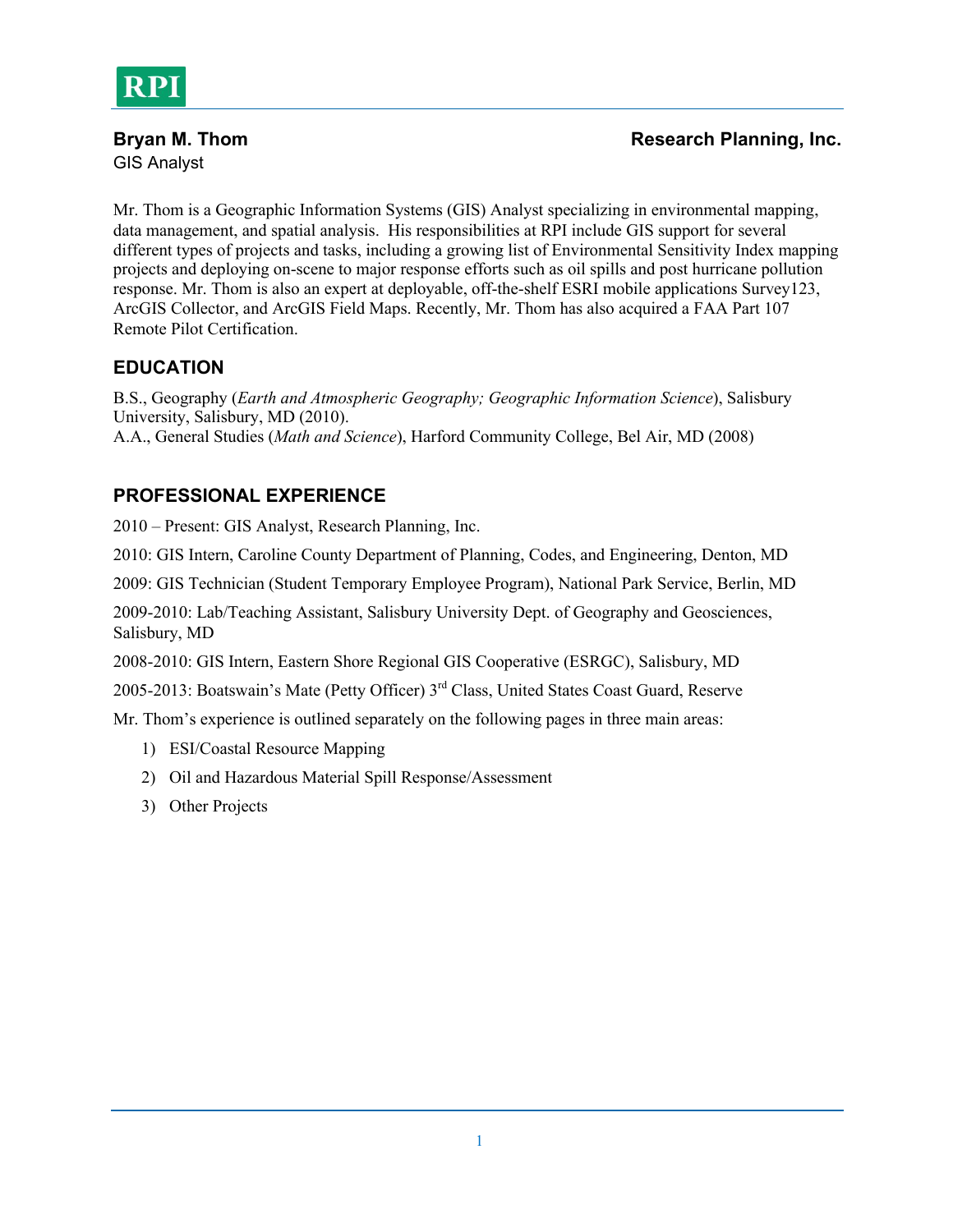RPI

**Bryan M. Thom** **Research Planning, Inc.**

GIS Analyst

Mr. Thom is a Geographic Information Systems (GIS) Analyst specializing in environmental mapping, data management, and spatial analysis. His responsibilities at RPI include GIS support for several different types of projects and tasks, including a growing list of Environmental Sensitivity Index mapping projects and deploying on-scene to major response efforts such as oil spills and post hurricane pollution response. Mr. Thom is also an expert at deployable, off-the-shelf ESRI mobile applications Survey123, ArcGIS Collector, and ArcGIS Field Maps. Recently, Mr. Thom has also acquired a FAA Part 107 Remote Pilot Certification.

## EDUCATION

B.S., Geography (*Earth and Atmospheric Geography; Geographic Information Science*), Salisbury University, Salisbury, MD (2010).
A.A., General Studies (*Math and Science*), Harford Community College, Bel Air, MD (2008)

## PROFESSIONAL EXPERIENCE

2010 – Present: GIS Analyst, Research Planning, Inc.

2010: GIS Intern, Caroline County Department of Planning, Codes, and Engineering, Denton, MD

2009: GIS Technician (Student Temporary Employee Program), National Park Service, Berlin, MD

2009-2010: Lab/Teaching Assistant, Salisbury University Dept. of Geography and Geosciences, Salisbury, MD

2008-2010: GIS Intern, Eastern Shore Regional GIS Cooperative (ESRGC), Salisbury, MD

2005-2013: Boatswain's Mate (Petty Officer) 3rd Class, United States Coast Guard, Reserve

Mr. Thom's experience is outlined separately on the following pages in three main areas:

1) ESI/Coastal Resource Mapping
2) Oil and Hazardous Material Spill Response/Assessment
3) Other Projects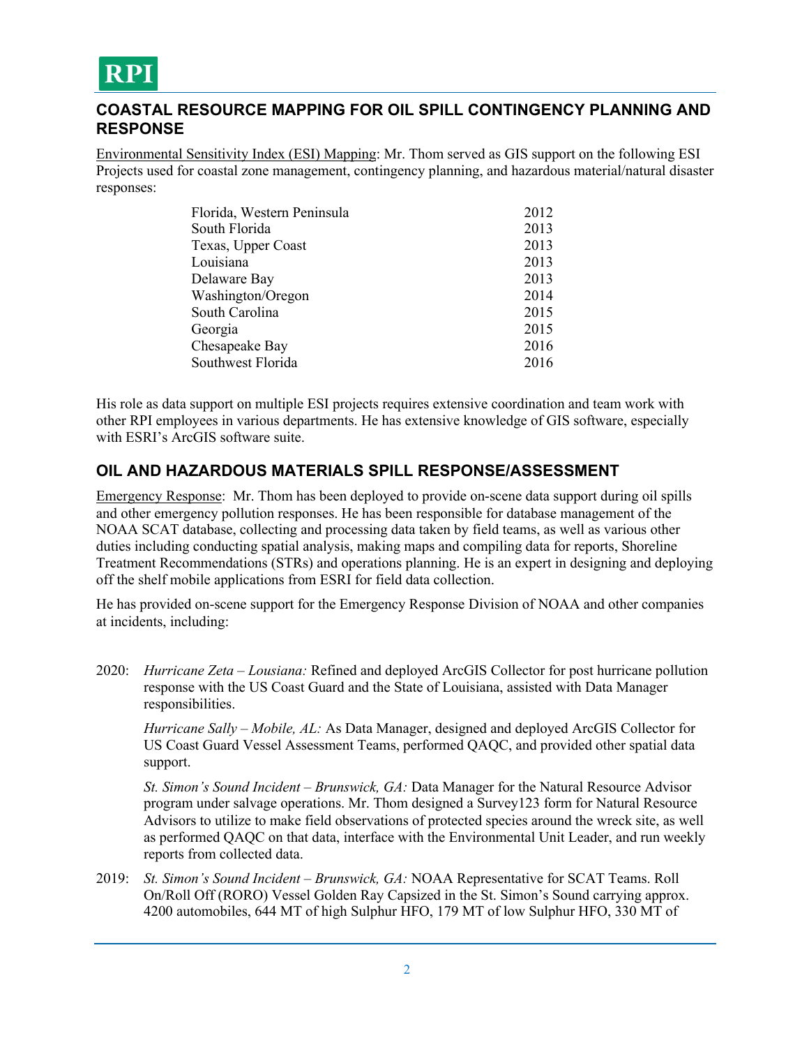## COASTAL RESOURCE MAPPING FOR OIL SPILL CONTINGENCY PLANNING AND RESPONSE

Environmental Sensitivity Index (ESI) Mapping: Mr. Thom served as GIS support on the following ESI Projects used for coastal zone management, contingency planning, and hazardous material/natural disaster responses:

| | |
|---|---|
| Florida, Western Peninsula | 2012 |
| South Florida | 2013 |
| Texas, Upper Coast | 2013 |
| Louisiana | 2013 |
| Delaware Bay | 2013 |
| Washington/Oregon | 2014 |
| South Carolina | 2015 |
| Georgia | 2015 |
| Chesapeake Bay | 2016 |
| Southwest Florida | 2016 |

His role as data support on multiple ESI projects requires extensive coordination and team work with other RPI employees in various departments. He has extensive knowledge of GIS software, especially with ESRI's ArcGIS software suite.

## OIL AND HAZARDOUS MATERIALS SPILL RESPONSE/ASSESSMENT

Emergency Response: Mr. Thom has been deployed to provide on-scene data support during oil spills and other emergency pollution responses. He has been responsible for database management of the NOAA SCAT database, collecting and processing data taken by field teams, as well as various other duties including conducting spatial analysis, making maps and compiling data for reports, Shoreline Treatment Recommendations (STRs) and operations planning. He is an expert in designing and deploying off the shelf mobile applications from ESRI for field data collection.

He has provided on-scene support for the Emergency Response Division of NOAA and other companies at incidents, including:

2020: *Hurricane Zeta – Lousiana:* Refined and deployed ArcGIS Collector for post hurricane pollution response with the US Coast Guard and the State of Louisiana, assisted with Data Manager responsibilities.

*Hurricane Sally – Mobile, AL:* As Data Manager, designed and deployed ArcGIS Collector for US Coast Guard Vessel Assessment Teams, performed QAQC, and provided other spatial data support.

*St. Simon's Sound Incident – Brunswick, GA:* Data Manager for the Natural Resource Advisor program under salvage operations. Mr. Thom designed a Survey123 form for Natural Resource Advisors to utilize to make field observations of protected species around the wreck site, as well as performed QAQC on that data, interface with the Environmental Unit Leader, and run weekly reports from collected data.

2019: *St. Simon's Sound Incident – Brunswick, GA:* NOAA Representative for SCAT Teams. Roll On/Roll Off (RORO) Vessel Golden Ray Capsized in the St. Simon's Sound carrying approx. 4200 automobiles, 644 MT of high Sulphur HFO, 179 MT of low Sulphur HFO, 330 MT of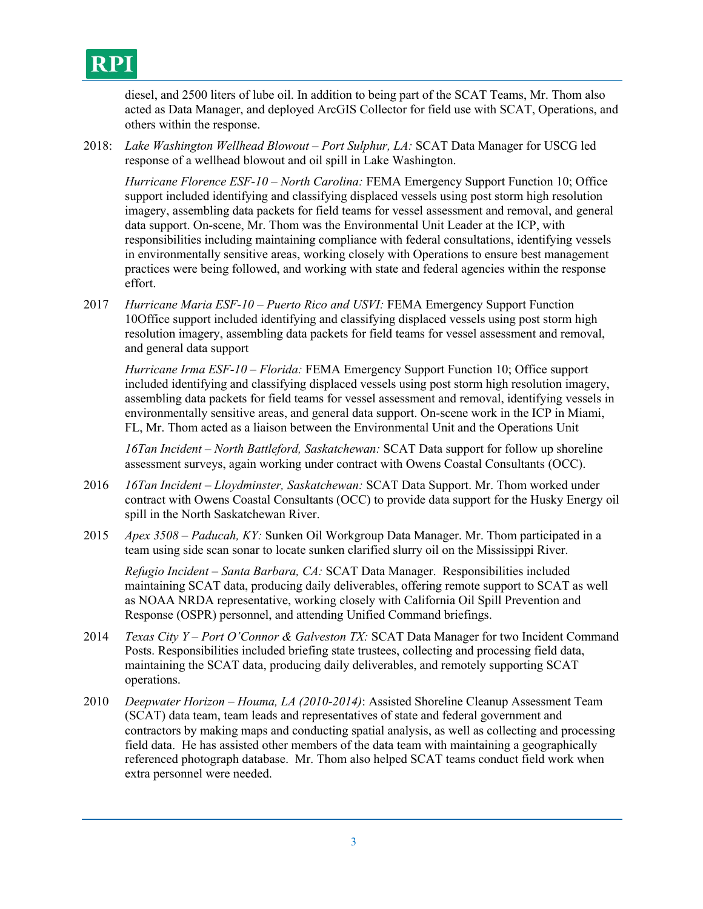diesel, and 2500 liters of lube oil. In addition to being part of the SCAT Teams, Mr. Thom also acted as Data Manager, and deployed ArcGIS Collector for field use with SCAT, Operations, and others within the response.

2018: *Lake Washington Wellhead Blowout – Port Sulphur, LA:* SCAT Data Manager for USCG led response of a wellhead blowout and oil spill in Lake Washington.

*Hurricane Florence ESF-10 – North Carolina:* FEMA Emergency Support Function 10; Office support included identifying and classifying displaced vessels using post storm high resolution imagery, assembling data packets for field teams for vessel assessment and removal, and general data support. On-scene, Mr. Thom was the Environmental Unit Leader at the ICP, with responsibilities including maintaining compliance with federal consultations, identifying vessels in environmentally sensitive areas, working closely with Operations to ensure best management practices were being followed, and working with state and federal agencies within the response effort.

2017 *Hurricane Maria ESF-10 – Puerto Rico and USVI:* FEMA Emergency Support Function 10Office support included identifying and classifying displaced vessels using post storm high resolution imagery, assembling data packets for field teams for vessel assessment and removal, and general data support

*Hurricane Irma ESF-10 – Florida:* FEMA Emergency Support Function 10; Office support included identifying and classifying displaced vessels using post storm high resolution imagery, assembling data packets for field teams for vessel assessment and removal, identifying vessels in environmentally sensitive areas, and general data support. On-scene work in the ICP in Miami, FL, Mr. Thom acted as a liaison between the Environmental Unit and the Operations Unit

*16Tan Incident – North Battleford, Saskatchewan:* SCAT Data support for follow up shoreline assessment surveys, again working under contract with Owens Coastal Consultants (OCC).

2016 *16Tan Incident – Lloydminster, Saskatchewan:* SCAT Data Support. Mr. Thom worked under contract with Owens Coastal Consultants (OCC) to provide data support for the Husky Energy oil spill in the North Saskatchewan River.

2015 *Apex 3508 – Paducah, KY:* Sunken Oil Workgroup Data Manager. Mr. Thom participated in a team using side scan sonar to locate sunken clarified slurry oil on the Mississippi River.

*Refugio Incident – Santa Barbara, CA:* SCAT Data Manager. Responsibilities included maintaining SCAT data, producing daily deliverables, offering remote support to SCAT as well as NOAA NRDA representative, working closely with California Oil Spill Prevention and Response (OSPR) personnel, and attending Unified Command briefings.

2014 *Texas City Y – Port O'Connor & Galveston TX:* SCAT Data Manager for two Incident Command Posts. Responsibilities included briefing state trustees, collecting and processing field data, maintaining the SCAT data, producing daily deliverables, and remotely supporting SCAT operations.

2010 *Deepwater Horizon – Houma, LA (2010-2014)*: Assisted Shoreline Cleanup Assessment Team (SCAT) data team, team leads and representatives of state and federal government and contractors by making maps and conducting spatial analysis, as well as collecting and processing field data. He has assisted other members of the data team with maintaining a geographically referenced photograph database. Mr. Thom also helped SCAT teams conduct field work when extra personnel were needed.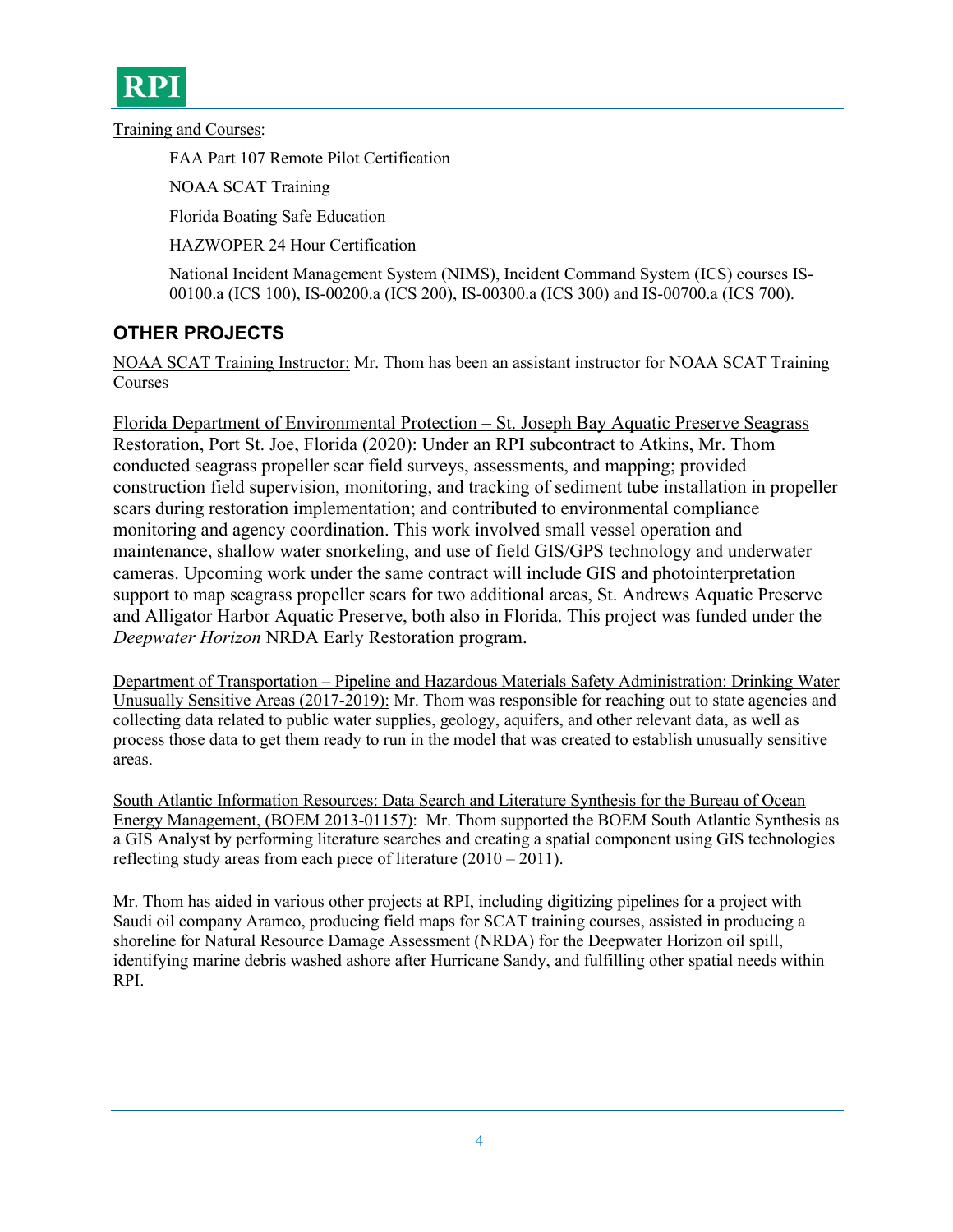Training and Courses:

FAA Part 107 Remote Pilot Certification

NOAA SCAT Training

Florida Boating Safe Education

HAZWOPER 24 Hour Certification

National Incident Management System (NIMS), Incident Command System (ICS) courses IS-00100.a (ICS 100), IS-00200.a (ICS 200), IS-00300.a (ICS 300) and IS-00700.a (ICS 700).

## OTHER PROJECTS

NOAA SCAT Training Instructor: Mr. Thom has been an assistant instructor for NOAA SCAT Training Courses

Florida Department of Environmental Protection – St. Joseph Bay Aquatic Preserve Seagrass Restoration, Port St. Joe, Florida (2020): Under an RPI subcontract to Atkins, Mr. Thom conducted seagrass propeller scar field surveys, assessments, and mapping; provided construction field supervision, monitoring, and tracking of sediment tube installation in propeller scars during restoration implementation; and contributed to environmental compliance monitoring and agency coordination. This work involved small vessel operation and maintenance, shallow water snorkeling, and use of field GIS/GPS technology and underwater cameras. Upcoming work under the same contract will include GIS and photointerpretation support to map seagrass propeller scars for two additional areas, St. Andrews Aquatic Preserve and Alligator Harbor Aquatic Preserve, both also in Florida. This project was funded under the *Deepwater Horizon* NRDA Early Restoration program.

Department of Transportation – Pipeline and Hazardous Materials Safety Administration: Drinking Water Unusually Sensitive Areas (2017-2019): Mr. Thom was responsible for reaching out to state agencies and collecting data related to public water supplies, geology, aquifers, and other relevant data, as well as process those data to get them ready to run in the model that was created to establish unusually sensitive areas.

South Atlantic Information Resources: Data Search and Literature Synthesis for the Bureau of Ocean Energy Management, (BOEM 2013-01157): Mr. Thom supported the BOEM South Atlantic Synthesis as a GIS Analyst by performing literature searches and creating a spatial component using GIS technologies reflecting study areas from each piece of literature (2010 – 2011).

Mr. Thom has aided in various other projects at RPI, including digitizing pipelines for a project with Saudi oil company Aramco, producing field maps for SCAT training courses, assisted in producing a shoreline for Natural Resource Damage Assessment (NRDA) for the Deepwater Horizon oil spill, identifying marine debris washed ashore after Hurricane Sandy, and fulfilling other spatial needs within RPI.